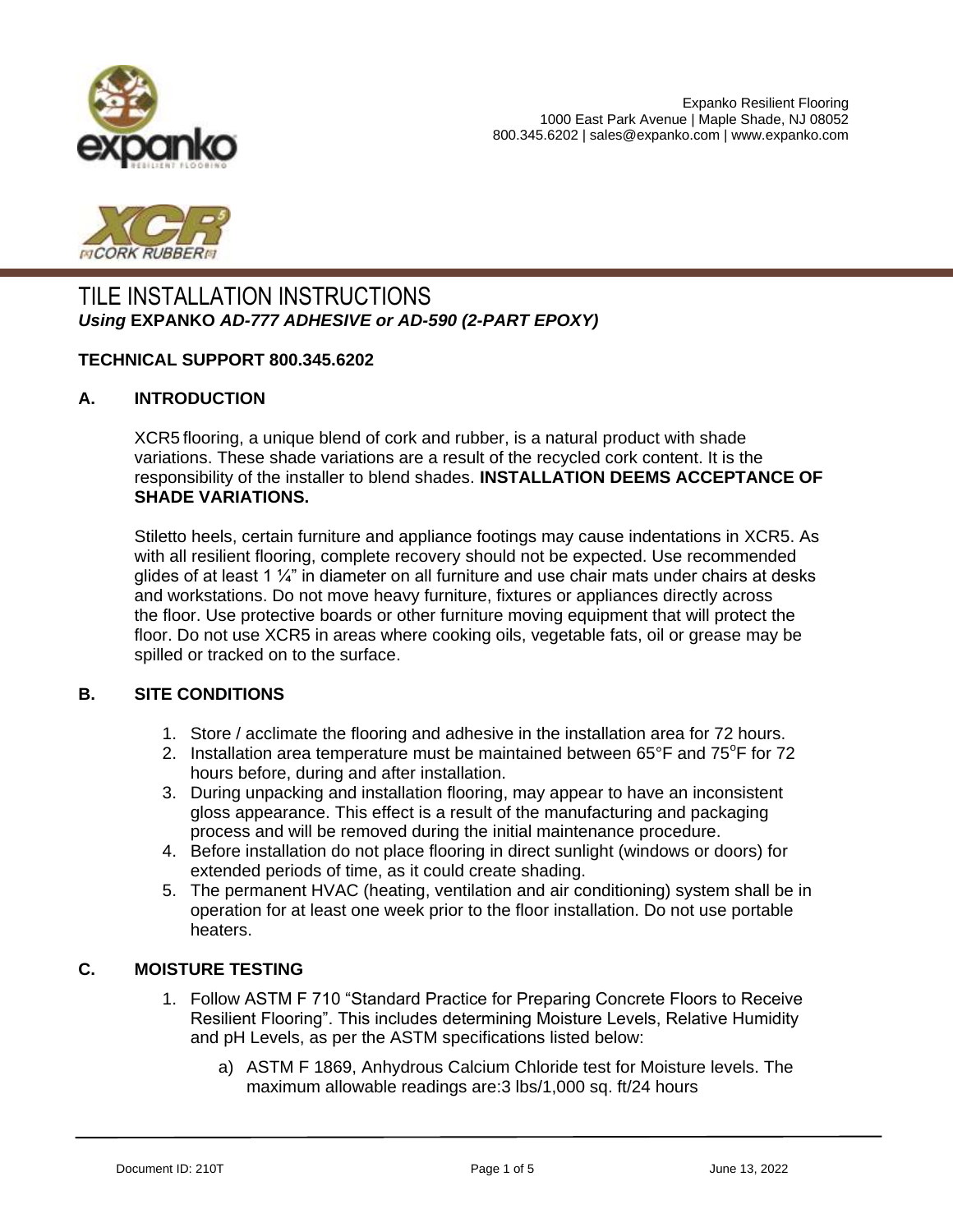Expanko Resilient Flooring
1000 East Park Avenue | Maple Shade, NJ 08052
800.345.6202 | sales@expanko.com | www.expanko.com

# TILE INSTALLATION INSTRUCTIONS

***Using* EXPANKO *AD-777 ADHESIVE or AD-590 (2-PART EPOXY)***

**TECHNICAL SUPPORT 800.345.6202**

## A. INTRODUCTION

XCR5 flooring, a unique blend of cork and rubber, is a natural product with shade variations. These shade variations are a result of the recycled cork content. It is the responsibility of the installer to blend shades. **INSTALLATION DEEMS ACCEPTANCE OF SHADE VARIATIONS.**

Stiletto heels, certain furniture and appliance footings may cause indentations in XCR5. As with all resilient flooring, complete recovery should not be expected. Use recommended glides of at least 1 ¼" in diameter on all furniture and use chair mats under chairs at desks and workstations. Do not move heavy furniture, fixtures or appliances directly across the floor. Use protective boards or other furniture moving equipment that will protect the floor. Do not use XCR5 in areas where cooking oils, vegetable fats, oil or grease may be spilled or tracked on to the surface.

## B. SITE CONDITIONS

1. Store / acclimate the flooring and adhesive in the installation area for 72 hours.
2. Installation area temperature must be maintained between 65°F and 75°F for 72 hours before, during and after installation.
3. During unpacking and installation flooring, may appear to have an inconsistent gloss appearance. This effect is a result of the manufacturing and packaging process and will be removed during the initial maintenance procedure.
4. Before installation do not place flooring in direct sunlight (windows or doors) for extended periods of time, as it could create shading.
5. The permanent HVAC (heating, ventilation and air conditioning) system shall be in operation for at least one week prior to the floor installation. Do not use portable heaters.

## C. MOISTURE TESTING

1. Follow ASTM F 710 "Standard Practice for Preparing Concrete Floors to Receive Resilient Flooring". This includes determining Moisture Levels, Relative Humidity and pH Levels, as per the ASTM specifications listed below:
   a) ASTM F 1869, Anhydrous Calcium Chloride test for Moisture levels. The maximum allowable readings are:3 lbs/1,000 sq. ft/24 hours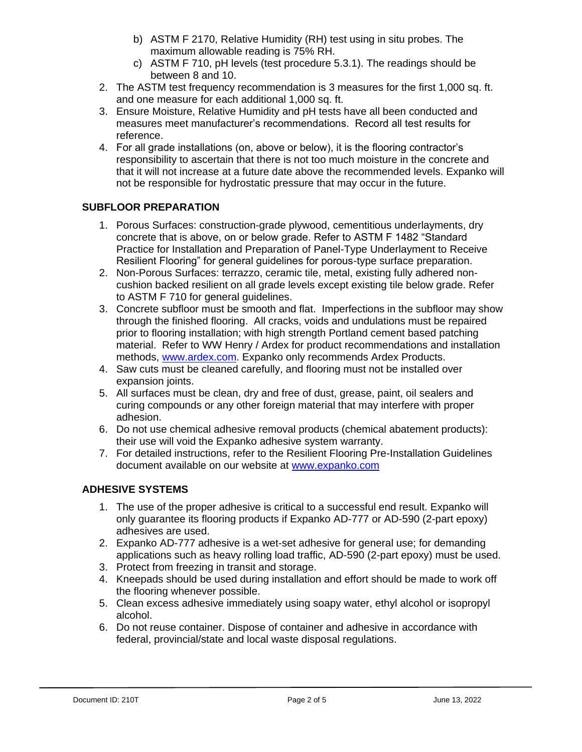b) ASTM F 2170, Relative Humidity (RH) test using in situ probes. The maximum allowable reading is 75% RH.

c) ASTM F 710, pH levels (test procedure 5.3.1). The readings should be between 8 and 10.

2. The ASTM test frequency recommendation is 3 measures for the first 1,000 sq. ft. and one measure for each additional 1,000 sq. ft.
3. Ensure Moisture, Relative Humidity and pH tests have all been conducted and measures meet manufacturer's recommendations. Record all test results for reference.
4. For all grade installations (on, above or below), it is the flooring contractor's responsibility to ascertain that there is not too much moisture in the concrete and that it will not increase at a future date above the recommended levels. Expanko will not be responsible for hydrostatic pressure that may occur in the future.

## SUBFLOOR PREPARATION

1. Porous Surfaces: construction-grade plywood, cementitious underlayments, dry concrete that is above, on or below grade. Refer to ASTM F 1482 "Standard Practice for Installation and Preparation of Panel-Type Underlayment to Receive Resilient Flooring" for general guidelines for porous-type surface preparation.
2. Non-Porous Surfaces: terrazzo, ceramic tile, metal, existing fully adhered non-cushion backed resilient on all grade levels except existing tile below grade. Refer to ASTM F 710 for general guidelines.
3. Concrete subfloor must be smooth and flat. Imperfections in the subfloor may show through the finished flooring. All cracks, voids and undulations must be repaired prior to flooring installation; with high strength Portland cement based patching material. Refer to WW Henry / Ardex for product recommendations and installation methods, [www.ardex.com](http://www.ardex.com). Expanko only recommends Ardex Products.
4. Saw cuts must be cleaned carefully, and flooring must not be installed over expansion joints.
5. All surfaces must be clean, dry and free of dust, grease, paint, oil sealers and curing compounds or any other foreign material that may interfere with proper adhesion.
6. Do not use chemical adhesive removal products (chemical abatement products): their use will void the Expanko adhesive system warranty.
7. For detailed instructions, refer to the Resilient Flooring Pre-Installation Guidelines document available on our website at [www.expanko.com](http://www.expanko.com)

## ADHESIVE SYSTEMS

1. The use of the proper adhesive is critical to a successful end result. Expanko will only guarantee its flooring products if Expanko AD-777 or AD-590 (2-part epoxy) adhesives are used.
2. Expanko AD-777 adhesive is a wet-set adhesive for general use; for demanding applications such as heavy rolling load traffic, AD-590 (2-part epoxy) must be used.
3. Protect from freezing in transit and storage.
4. Kneepads should be used during installation and effort should be made to work off the flooring whenever possible.
5. Clean excess adhesive immediately using soapy water, ethyl alcohol or isopropyl alcohol.
6. Do not reuse container. Dispose of container and adhesive in accordance with federal, provincial/state and local waste disposal regulations.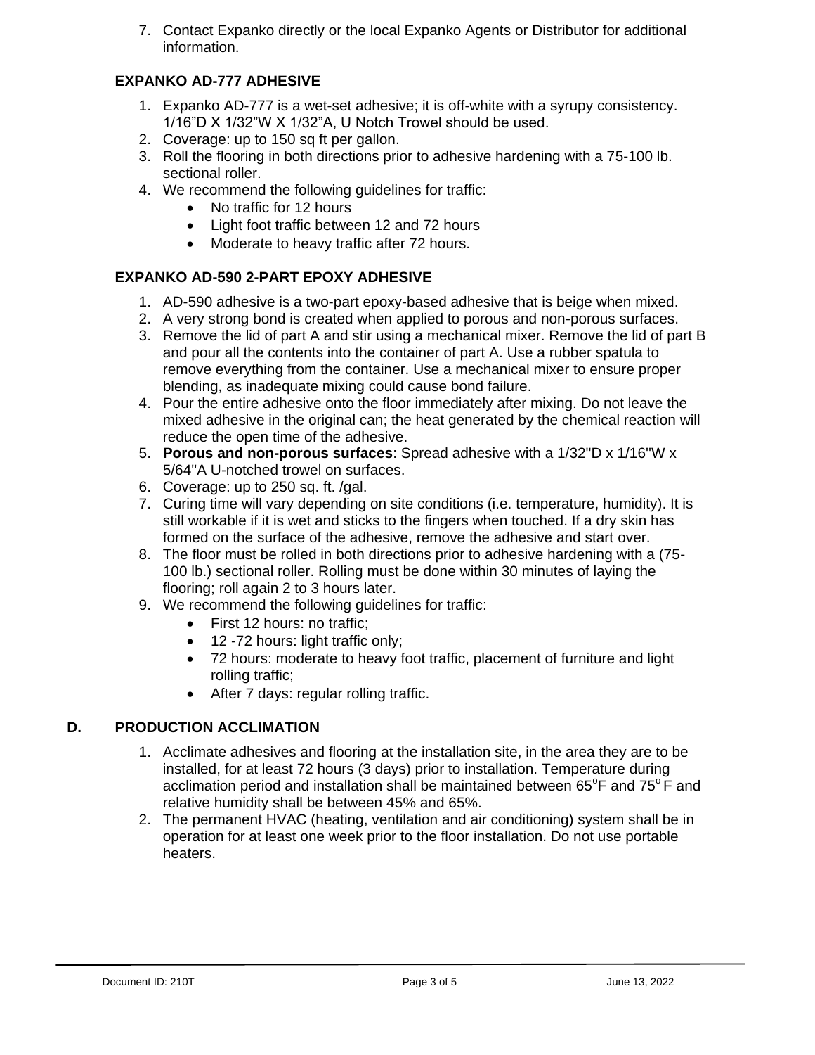7. Contact Expanko directly or the local Expanko Agents or Distributor for additional information.

### EXPANKO AD-777 ADHESIVE

1. Expanko AD-777 is a wet-set adhesive; it is off-white with a syrupy consistency. 1/16"D X 1/32"W X 1/32"A, U Notch Trowel should be used.
2. Coverage: up to 150 sq ft per gallon.
3. Roll the flooring in both directions prior to adhesive hardening with a 75-100 lb. sectional roller.
4. We recommend the following guidelines for traffic:
   - No traffic for 12 hours
   - Light foot traffic between 12 and 72 hours
   - Moderate to heavy traffic after 72 hours.

### EXPANKO AD-590 2-PART EPOXY ADHESIVE

1. AD-590 adhesive is a two-part epoxy-based adhesive that is beige when mixed.
2. A very strong bond is created when applied to porous and non-porous surfaces.
3. Remove the lid of part A and stir using a mechanical mixer. Remove the lid of part B and pour all the contents into the container of part A. Use a rubber spatula to remove everything from the container. Use a mechanical mixer to ensure proper blending, as inadequate mixing could cause bond failure.
4. Pour the entire adhesive onto the floor immediately after mixing. Do not leave the mixed adhesive in the original can; the heat generated by the chemical reaction will reduce the open time of the adhesive.
5. **Porous and non-porous surfaces**: Spread adhesive with a 1/32"D x 1/16"W x 5/64"A U-notched trowel on surfaces.
6. Coverage: up to 250 sq. ft. /gal.
7. Curing time will vary depending on site conditions (i.e. temperature, humidity). It is still workable if it is wet and sticks to the fingers when touched. If a dry skin has formed on the surface of the adhesive, remove the adhesive and start over.
8. The floor must be rolled in both directions prior to adhesive hardening with a (75-100 lb.) sectional roller. Rolling must be done within 30 minutes of laying the flooring; roll again 2 to 3 hours later.
9. We recommend the following guidelines for traffic:
   - First 12 hours: no traffic;
   - 12 -72 hours: light traffic only;
   - 72 hours: moderate to heavy foot traffic, placement of furniture and light rolling traffic;
   - After 7 days: regular rolling traffic.

## D. PRODUCTION ACCLIMATION

1. Acclimate adhesives and flooring at the installation site, in the area they are to be installed, for at least 72 hours (3 days) prior to installation. Temperature during acclimation period and installation shall be maintained between 65°F and 75°F and relative humidity shall be between 45% and 65%.
2. The permanent HVAC (heating, ventilation and air conditioning) system shall be in operation for at least one week prior to the floor installation. Do not use portable heaters.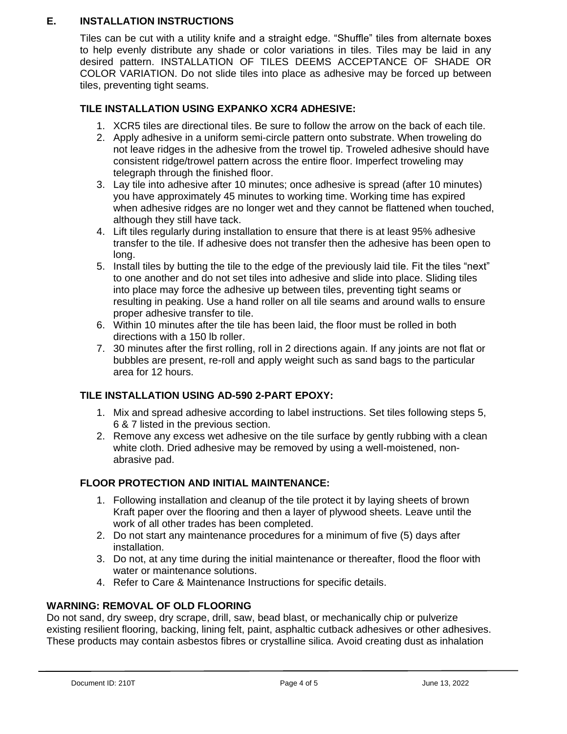## E. INSTALLATION INSTRUCTIONS

Tiles can be cut with a utility knife and a straight edge. "Shuffle" tiles from alternate boxes to help evenly distribute any shade or color variations in tiles. Tiles may be laid in any desired pattern. INSTALLATION OF TILES DEEMS ACCEPTANCE OF SHADE OR COLOR VARIATION. Do not slide tiles into place as adhesive may be forced up between tiles, preventing tight seams.

### TILE INSTALLATION USING EXPANKO XCR4 ADHESIVE:

1. XCR5 tiles are directional tiles. Be sure to follow the arrow on the back of each tile.
2. Apply adhesive in a uniform semi-circle pattern onto substrate. When troweling do not leave ridges in the adhesive from the trowel tip. Troweled adhesive should have consistent ridge/trowel pattern across the entire floor. Imperfect troweling may telegraph through the finished floor.
3. Lay tile into adhesive after 10 minutes; once adhesive is spread (after 10 minutes) you have approximately 45 minutes to working time. Working time has expired when adhesive ridges are no longer wet and they cannot be flattened when touched, although they still have tack.
4. Lift tiles regularly during installation to ensure that there is at least 95% adhesive transfer to the tile. If adhesive does not transfer then the adhesive has been open to long.
5. Install tiles by butting the tile to the edge of the previously laid tile. Fit the tiles "next" to one another and do not set tiles into adhesive and slide into place. Sliding tiles into place may force the adhesive up between tiles, preventing tight seams or resulting in peaking. Use a hand roller on all tile seams and around walls to ensure proper adhesive transfer to tile.
6. Within 10 minutes after the tile has been laid, the floor must be rolled in both directions with a 150 lb roller.
7. 30 minutes after the first rolling, roll in 2 directions again. If any joints are not flat or bubbles are present, re-roll and apply weight such as sand bags to the particular area for 12 hours.

### TILE INSTALLATION USING AD-590 2-PART EPOXY:

1. Mix and spread adhesive according to label instructions. Set tiles following steps 5, 6 & 7 listed in the previous section.
2. Remove any excess wet adhesive on the tile surface by gently rubbing with a clean white cloth. Dried adhesive may be removed by using a well-moistened, non-abrasive pad.

### FLOOR PROTECTION AND INITIAL MAINTENANCE:

1. Following installation and cleanup of the tile protect it by laying sheets of brown Kraft paper over the flooring and then a layer of plywood sheets. Leave until the work of all other trades has been completed.
2. Do not start any maintenance procedures for a minimum of five (5) days after installation.
3. Do not, at any time during the initial maintenance or thereafter, flood the floor with water or maintenance solutions.
4. Refer to Care & Maintenance Instructions for specific details.

## WARNING: REMOVAL OF OLD FLOORING

Do not sand, dry sweep, dry scrape, drill, saw, bead blast, or mechanically chip or pulverize existing resilient flooring, backing, lining felt, paint, asphaltic cutback adhesives or other adhesives. These products may contain asbestos fibres or crystalline silica. Avoid creating dust as inhalation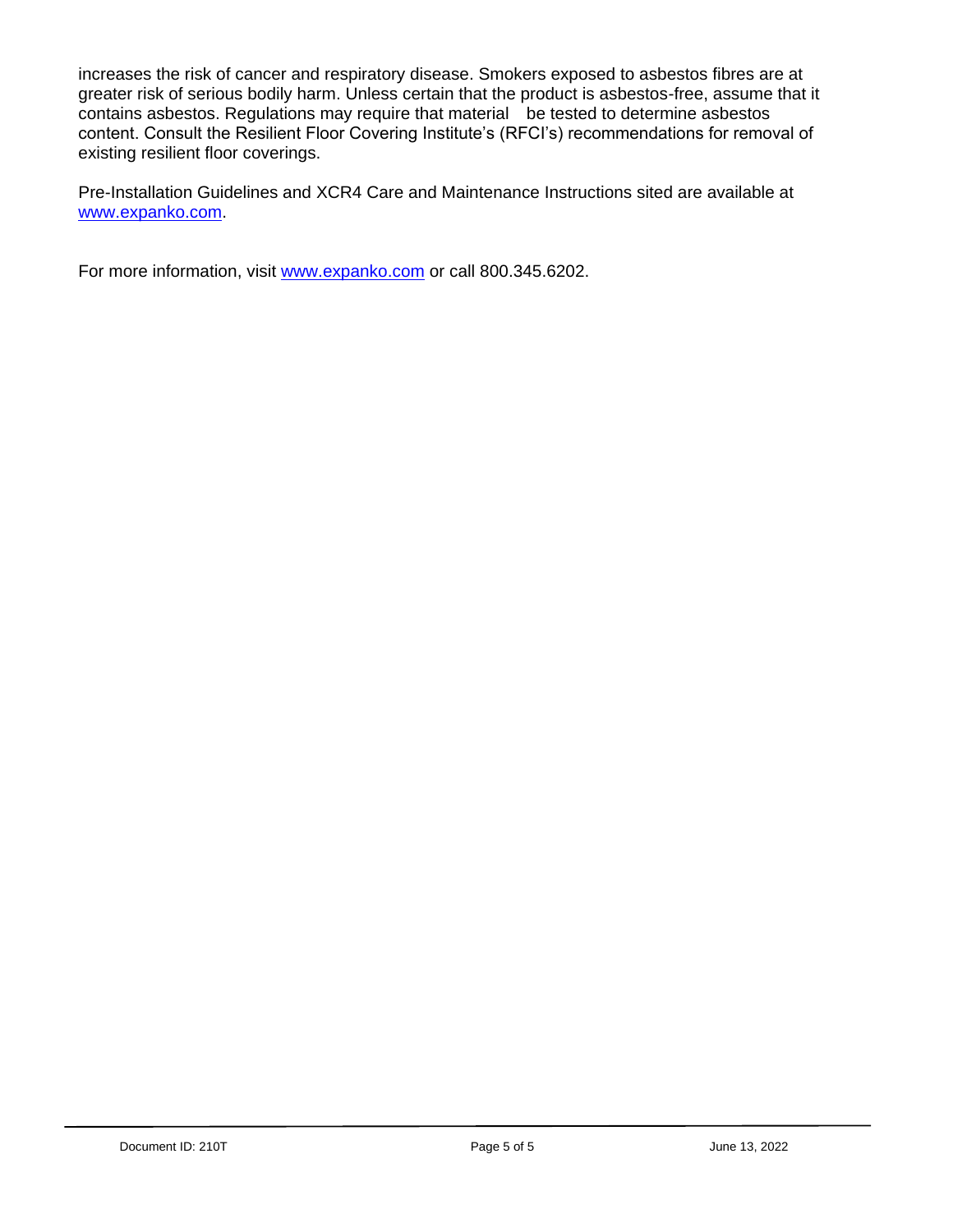increases the risk of cancer and respiratory disease. Smokers exposed to asbestos fibres are at greater risk of serious bodily harm. Unless certain that the product is asbestos-free, assume that it contains asbestos. Regulations may require that material be tested to determine asbestos content. Consult the Resilient Floor Covering Institute's (RFCI's) recommendations for removal of existing resilient floor coverings.

Pre-Installation Guidelines and XCR4 Care and Maintenance Instructions sited are available at [www.expanko.com](http://www.expanko.com).

For more information, visit [www.expanko.com](http://www.expanko.com) or call 800.345.6202.